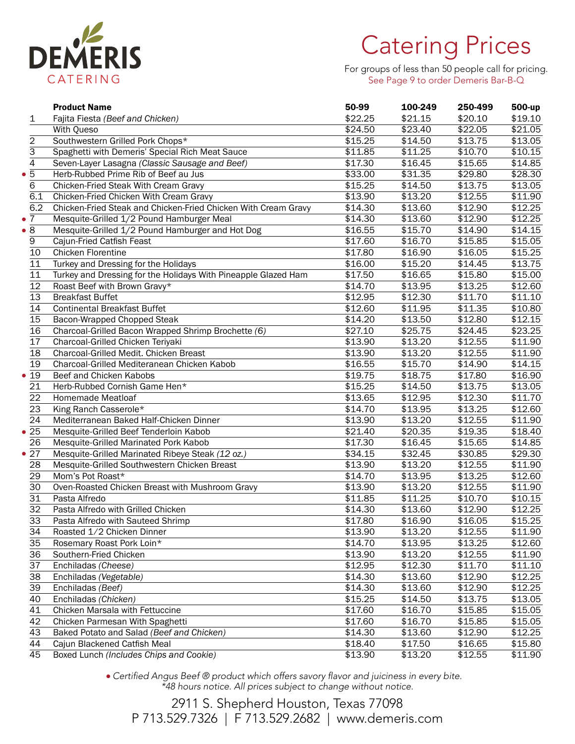# DEMERIS CATERING

# Catering Prices

For groups of less than 50 people call for pricing.
See Page 9 to order Demeris Bar-B-Q

| | Product Name | 50-99 | 100-249 | 250-499 | 500-up |
|---|---|---|---|---|---|
| 1 | Fajita Fiesta *(Beef and Chicken)* | $22.25 | $21.15 | $20.10 | $19.10 |
| | With Queso | $24.50 | $23.40 | $22.05 | $21.05 |
| 2 | Southwestern Grilled Pork Chops* | $15.25 | $14.50 | $13.75 | $13.05 |
| 3 | Spaghetti with Demeris' Special Rich Meat Sauce | $11.85 | $11.25 | $10.70 | $10.15 |
| 4 | Seven-Layer Lasagna *(Classic Sausage and Beef)* | $17.30 | $16.45 | $15.65 | $14.85 |
| • 5 | Herb-Rubbed Prime Rib of Beef au Jus | $33.00 | $31.35 | $29.80 | $28.30 |
| 6 | Chicken-Fried Steak With Cream Gravy | $15.25 | $14.50 | $13.75 | $13.05 |
| 6.1 | Chicken-Fried Chicken With Cream Gravy | $13.90 | $13.20 | $12.55 | $11.90 |
| 6.2 | Chicken-Fried Steak and Chicken-Fried Chicken With Cream Gravy | $14.30 | $13.60 | $12.90 | $12.25 |
| • 7 | Mesquite-Grilled 1/2 Pound Hamburger Meal | $14.30 | $13.60 | $12.90 | $12.25 |
| • 8 | Mesquite-Grilled 1/2 Pound Hamburger and Hot Dog | $16.55 | $15.70 | $14.90 | $14.15 |
| 9 | Cajun-Fried Catfish Feast | $17.60 | $16.70 | $15.85 | $15.05 |
| 10 | Chicken Florentine | $17.80 | $16.90 | $16.05 | $15.25 |
| 11 | Turkey and Dressing for the Holidays | $16.00 | $15.20 | $14.45 | $13.75 |
| 11 | Turkey and Dressing for the Holidays With Pineapple Glazed Ham | $17.50 | $16.65 | $15.80 | $15.00 |
| 12 | Roast Beef with Brown Gravy* | $14.70 | $13.95 | $13.25 | $12.60 |
| 13 | Breakfast Buffet | $12.95 | $12.30 | $11.70 | $11.10 |
| 14 | Continental Breakfast Buffet | $12.60 | $11.95 | $11.35 | $10.80 |
| 15 | Bacon-Wrapped Chopped Steak | $14.20 | $13.50 | $12.80 | $12.15 |
| 16 | Charcoal-Grilled Bacon Wrapped Shrimp Brochette *(6)* | $27.10 | $25.75 | $24.45 | $23.25 |
| 17 | Charcoal-Grilled Chicken Teriyaki | $13.90 | $13.20 | $12.55 | $11.90 |
| 18 | Charcoal-Grilled Medit. Chicken Breast | $13.90 | $13.20 | $12.55 | $11.90 |
| 19 | Charcoal-Grilled Mediteranean Chicken Kabob | $16.55 | $15.70 | $14.90 | $14.15 |
| • 19 | Beef and Chicken Kabobs | $19.75 | $18.75 | $17.80 | $16.90 |
| 21 | Herb-Rubbed Cornish Game Hen* | $15.25 | $14.50 | $13.75 | $13.05 |
| 22 | Homemade Meatloaf | $13.65 | $12.95 | $12.30 | $11.70 |
| 23 | King Ranch Casserole* | $14.70 | $13.95 | $13.25 | $12.60 |
| 24 | Mediterranean Baked Half-Chicken Dinner | $13.90 | $13.20 | $12.55 | $11.90 |
| • 25 | Mesquite-Grilled Beef Tenderloin Kabob | $21.40 | $20.35 | $19.35 | $18.40 |
| 26 | Mesquite-Grilled Marinated Pork Kabob | $17.30 | $16.45 | $15.65 | $14.85 |
| • 27 | Mesquite-Grilled Marinated Ribeye Steak *(12 oz.)* | $34.15 | $32.45 | $30.85 | $29.30 |
| 28 | Mesquite-Grilled Southwestern Chicken Breast | $13.90 | $13.20 | $12.55 | $11.90 |
| 29 | Mom's Pot Roast* | $14.70 | $13.95 | $13.25 | $12.60 |
| 30 | Oven-Roasted Chicken Breast with Mushroom Gravy | $13.90 | $13.20 | $12.55 | $11.90 |
| 31 | Pasta Alfredo | $11.85 | $11.25 | $10.70 | $10.15 |
| 32 | Pasta Alfredo with Grilled Chicken | $14.30 | $13.60 | $12.90 | $12.25 |
| 33 | Pasta Alfredo with Sauteed Shrimp | $17.80 | $16.90 | $16.05 | $15.25 |
| 34 | Roasted 1/2 Chicken Dinner | $13.90 | $13.20 | $12.55 | $11.90 |
| 35 | Rosemary Roast Pork Loin* | $14.70 | $13.95 | $13.25 | $12.60 |
| 36 | Southern-Fried Chicken | $13.90 | $13.20 | $12.55 | $11.90 |
| 37 | Enchiladas *(Cheese)* | $12.95 | $12.30 | $11.70 | $11.10 |
| 38 | Enchiladas *(Vegetable)* | $14.30 | $13.60 | $12.90 | $12.25 |
| 39 | Enchiladas *(Beef)* | $14.30 | $13.60 | $12.90 | $12.25 |
| 40 | Enchiladas *(Chicken)* | $15.25 | $14.50 | $13.75 | $13.05 |
| 41 | Chicken Marsala with Fettuccine | $17.60 | $16.70 | $15.85 | $15.05 |
| 42 | Chicken Parmesan With Spaghetti | $17.60 | $16.70 | $15.85 | $15.05 |
| 43 | Baked Potato and Salad *(Beef and Chicken)* | $14.30 | $13.60 | $12.90 | $12.25 |
| 44 | Cajun Blackened Catfish Meal | $18.40 | $17.50 | $16.65 | $15.80 |
| 45 | Boxed Lunch *(Includes Chips and Cookie)* | $13.90 | $13.20 | $12.55 | $11.90 |

*• Certified Angus Beef ® product which offers savory flavor and juiciness in every bite.*
**48 hours notice. All prices subject to change without notice.*

2911 S. Shepherd Houston, Texas 77098
P 713.529.7326 | F 713.529.2682 | www.demeris.com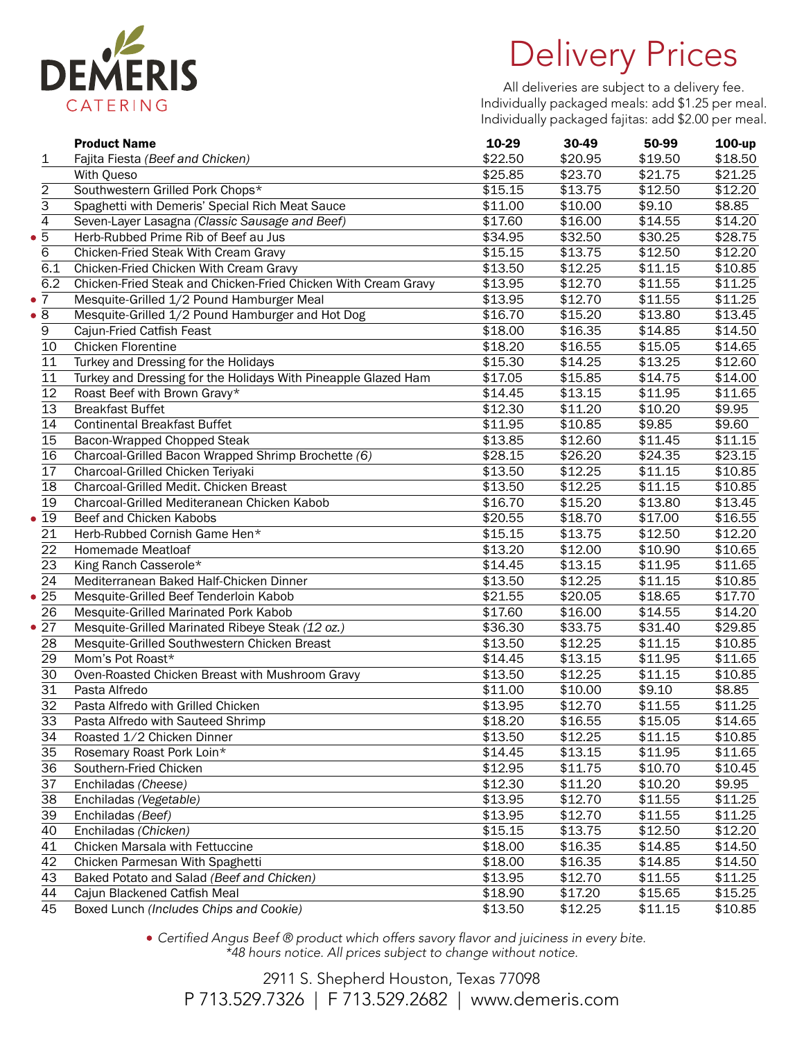DEMERIS CATERING

# Delivery Prices

All deliveries are subject to a delivery fee.
Individually packaged meals: add $1.25 per meal.
Individually packaged fajitas: add $2.00 per meal.

| | Product Name | 10-29 | 30-49 | 50-99 | 100-up |
|---|---|---|---|---|---|
| 1 | Fajita Fiesta *(Beef and Chicken)* | $22.50 | $20.95 | $19.50 | $18.50 |
| | With Queso | $25.85 | $23.70 | $21.75 | $21.25 |
| 2 | Southwestern Grilled Pork Chops* | $15.15 | $13.75 | $12.50 | $12.20 |
| 3 | Spaghetti with Demeris' Special Rich Meat Sauce | $11.00 | $10.00 | $9.10 | $8.85 |
| 4 | Seven-Layer Lasagna *(Classic Sausage and Beef)* | $17.60 | $16.00 | $14.55 | $14.20 |
| • 5 | Herb-Rubbed Prime Rib of Beef au Jus | $34.95 | $32.50 | $30.25 | $28.75 |
| 6 | Chicken-Fried Steak With Cream Gravy | $15.15 | $13.75 | $12.50 | $12.20 |
| 6.1 | Chicken-Fried Chicken With Cream Gravy | $13.50 | $12.25 | $11.15 | $10.85 |
| 6.2 | Chicken-Fried Steak and Chicken-Fried Chicken With Cream Gravy | $13.95 | $12.70 | $11.55 | $11.25 |
| • 7 | Mesquite-Grilled 1/2 Pound Hamburger Meal | $13.95 | $12.70 | $11.55 | $11.25 |
| • 8 | Mesquite-Grilled 1/2 Pound Hamburger and Hot Dog | $16.70 | $15.20 | $13.80 | $13.45 |
| 9 | Cajun-Fried Catfish Feast | $18.00 | $16.35 | $14.85 | $14.50 |
| 10 | Chicken Florentine | $18.20 | $16.55 | $15.05 | $14.65 |
| 11 | Turkey and Dressing for the Holidays | $15.30 | $14.25 | $13.25 | $12.60 |
| 11 | Turkey and Dressing for the Holidays With Pineapple Glazed Ham | $17.05 | $15.85 | $14.75 | $14.00 |
| 12 | Roast Beef with Brown Gravy* | $14.45 | $13.15 | $11.95 | $11.65 |
| 13 | Breakfast Buffet | $12.30 | $11.20 | $10.20 | $9.95 |
| 14 | Continental Breakfast Buffet | $11.95 | $10.85 | $9.85 | $9.60 |
| 15 | Bacon-Wrapped Chopped Steak | $13.85 | $12.60 | $11.45 | $11.15 |
| 16 | Charcoal-Grilled Bacon Wrapped Shrimp Brochette *(6)* | $28.15 | $26.20 | $24.35 | $23.15 |
| 17 | Charcoal-Grilled Chicken Teriyaki | $13.50 | $12.25 | $11.15 | $10.85 |
| 18 | Charcoal-Grilled Medit. Chicken Breast | $13.50 | $12.25 | $11.15 | $10.85 |
| 19 | Charcoal-Grilled Mediteranean Chicken Kabob | $16.70 | $15.20 | $13.80 | $13.45 |
| • 19 | Beef and Chicken Kabobs | $20.55 | $18.70 | $17.00 | $16.55 |
| 21 | Herb-Rubbed Cornish Game Hen* | $15.15 | $13.75 | $12.50 | $12.20 |
| 22 | Homemade Meatloaf | $13.20 | $12.00 | $10.90 | $10.65 |
| 23 | King Ranch Casserole* | $14.45 | $13.15 | $11.95 | $11.65 |
| 24 | Mediterranean Baked Half-Chicken Dinner | $13.50 | $12.25 | $11.15 | $10.85 |
| • 25 | Mesquite-Grilled Beef Tenderloin Kabob | $21.55 | $20.05 | $18.65 | $17.70 |
| 26 | Mesquite-Grilled Marinated Pork Kabob | $17.60 | $16.00 | $14.55 | $14.20 |
| • 27 | Mesquite-Grilled Marinated Ribeye Steak *(12 oz.)* | $36.30 | $33.75 | $31.40 | $29.85 |
| 28 | Mesquite-Grilled Southwestern Chicken Breast | $13.50 | $12.25 | $11.15 | $10.85 |
| 29 | Mom's Pot Roast* | $14.45 | $13.15 | $11.95 | $11.65 |
| 30 | Oven-Roasted Chicken Breast with Mushroom Gravy | $13.50 | $12.25 | $11.15 | $10.85 |
| 31 | Pasta Alfredo | $11.00 | $10.00 | $9.10 | $8.85 |
| 32 | Pasta Alfredo with Grilled Chicken | $13.95 | $12.70 | $11.55 | $11.25 |
| 33 | Pasta Alfredo with Sauteed Shrimp | $18.20 | $16.55 | $15.05 | $14.65 |
| 34 | Roasted 1/2 Chicken Dinner | $13.50 | $12.25 | $11.15 | $10.85 |
| 35 | Rosemary Roast Pork Loin* | $14.45 | $13.15 | $11.95 | $11.65 |
| 36 | Southern-Fried Chicken | $12.95 | $11.75 | $10.70 | $10.45 |
| 37 | Enchiladas *(Cheese)* | $12.30 | $11.20 | $10.20 | $9.95 |
| 38 | Enchiladas *(Vegetable)* | $13.95 | $12.70 | $11.55 | $11.25 |
| 39 | Enchiladas *(Beef)* | $13.95 | $12.70 | $11.55 | $11.25 |
| 40 | Enchiladas *(Chicken)* | $15.15 | $13.75 | $12.50 | $12.20 |
| 41 | Chicken Marsala with Fettuccine | $18.00 | $16.35 | $14.85 | $14.50 |
| 42 | Chicken Parmesan With Spaghetti | $18.00 | $16.35 | $14.85 | $14.50 |
| 43 | Baked Potato and Salad *(Beef and Chicken)* | $13.95 | $12.70 | $11.55 | $11.25 |
| 44 | Cajun Blackened Catfish Meal | $18.90 | $17.20 | $15.65 | $15.25 |
| 45 | Boxed Lunch *(Includes Chips and Cookie)* | $13.50 | $12.25 | $11.15 | $10.85 |

• *Certified Angus Beef ® product which offers savory flavor and juiciness in every bite.*
**48 hours notice. All prices subject to change without notice.*

2911 S. Shepherd Houston, Texas 77098
P 713.529.7326 | F 713.529.2682 | www.demeris.com